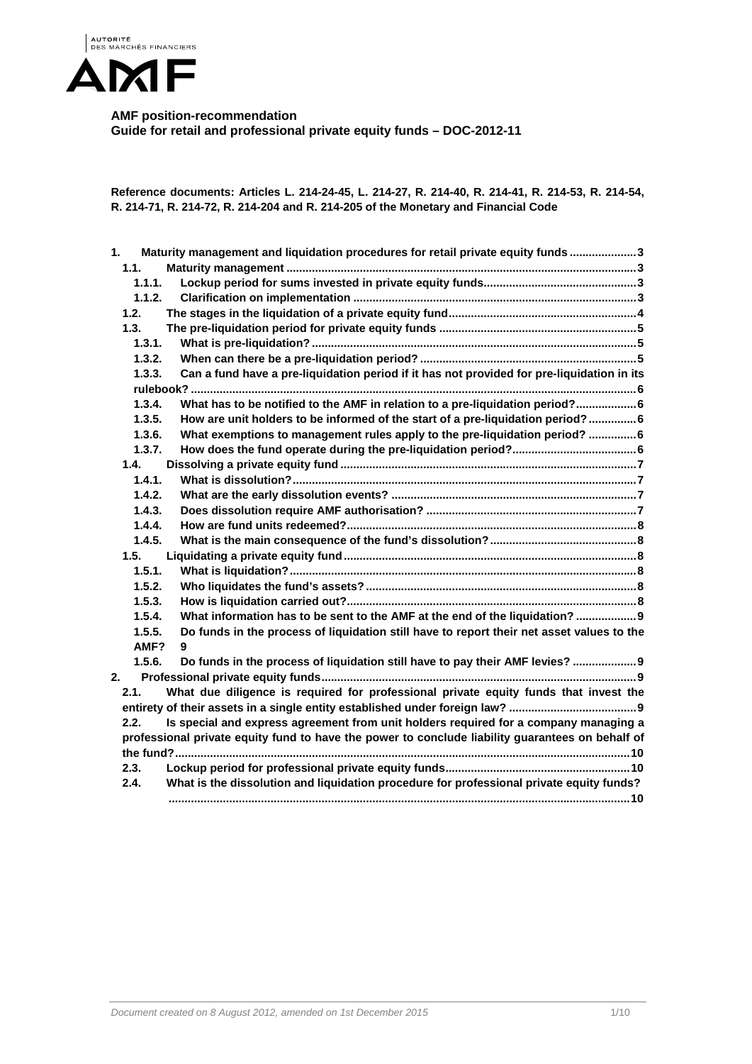**AMF position-recommendation**
**Guide for retail and professional private equity funds – DOC-2012-11**

**Reference documents: Articles L. 214-24-45, L. 214-27, R. 214-40, R. 214-41, R. 214-53, R. 214-54, R. 214-71, R. 214-72, R. 214-204 and R. 214-205 of the Monetary and Financial Code**

- **1. Maturity management and liquidation procedures for retail private equity funds** ..... 3
  - **1.1. Maturity management** ..... 3
    - **1.1.1. Lockup period for sums invested in private equity funds** ..... 3
    - **1.1.2. Clarification on implementation** ..... 3
  - **1.2. The stages in the liquidation of a private equity fund** ..... 4
  - **1.3. The pre-liquidation period for private equity funds** ..... 5
    - **1.3.1. What is pre-liquidation?** ..... 5
    - **1.3.2. When can there be a pre-liquidation period?** ..... 5
    - **1.3.3. Can a fund have a pre-liquidation period if it has not provided for pre-liquidation in its rulebook?** ..... 6
    - **1.3.4. What has to be notified to the AMF in relation to a pre-liquidation period?** ..... 6
    - **1.3.5. How are unit holders to be informed of the start of a pre-liquidation period?** ..... 6
    - **1.3.6. What exemptions to management rules apply to the pre-liquidation period?** ..... 6
    - **1.3.7. How does the fund operate during the pre-liquidation period?** ..... 6
  - **1.4. Dissolving a private equity fund** ..... 7
    - **1.4.1. What is dissolution?** ..... 7
    - **1.4.2. What are the early dissolution events?** ..... 7
    - **1.4.3. Does dissolution require AMF authorisation?** ..... 7
    - **1.4.4. How are fund units redeemed?** ..... 8
    - **1.4.5. What is the main consequence of the fund's dissolution?** ..... 8
  - **1.5. Liquidating a private equity fund** ..... 8
    - **1.5.1. What is liquidation?** ..... 8
    - **1.5.2. Who liquidates the fund's assets?** ..... 8
    - **1.5.3. How is liquidation carried out?** ..... 8
    - **1.5.4. What information has to be sent to the AMF at the end of the liquidation?** ..... 9
    - **1.5.5. Do funds in the process of liquidation still have to report their net asset values to the AMF?** ..... 9
    - **1.5.6. Do funds in the process of liquidation still have to pay their AMF levies?** ..... 9
- **2. Professional private equity funds** ..... 9
  - **2.1. What due diligence is required for professional private equity funds that invest the entirety of their assets in a single entity established under foreign law?** ..... 9
  - **2.2. Is special and express agreement from unit holders required for a company managing a professional private equity fund to have the power to conclude liability guarantees on behalf of the fund?** ..... 10
  - **2.3. Lockup period for professional private equity funds** ..... 10
  - **2.4. What is the dissolution and liquidation procedure for professional private equity funds?** ..... 10

*Document created on 8 August 2012, amended on 1st December 2015*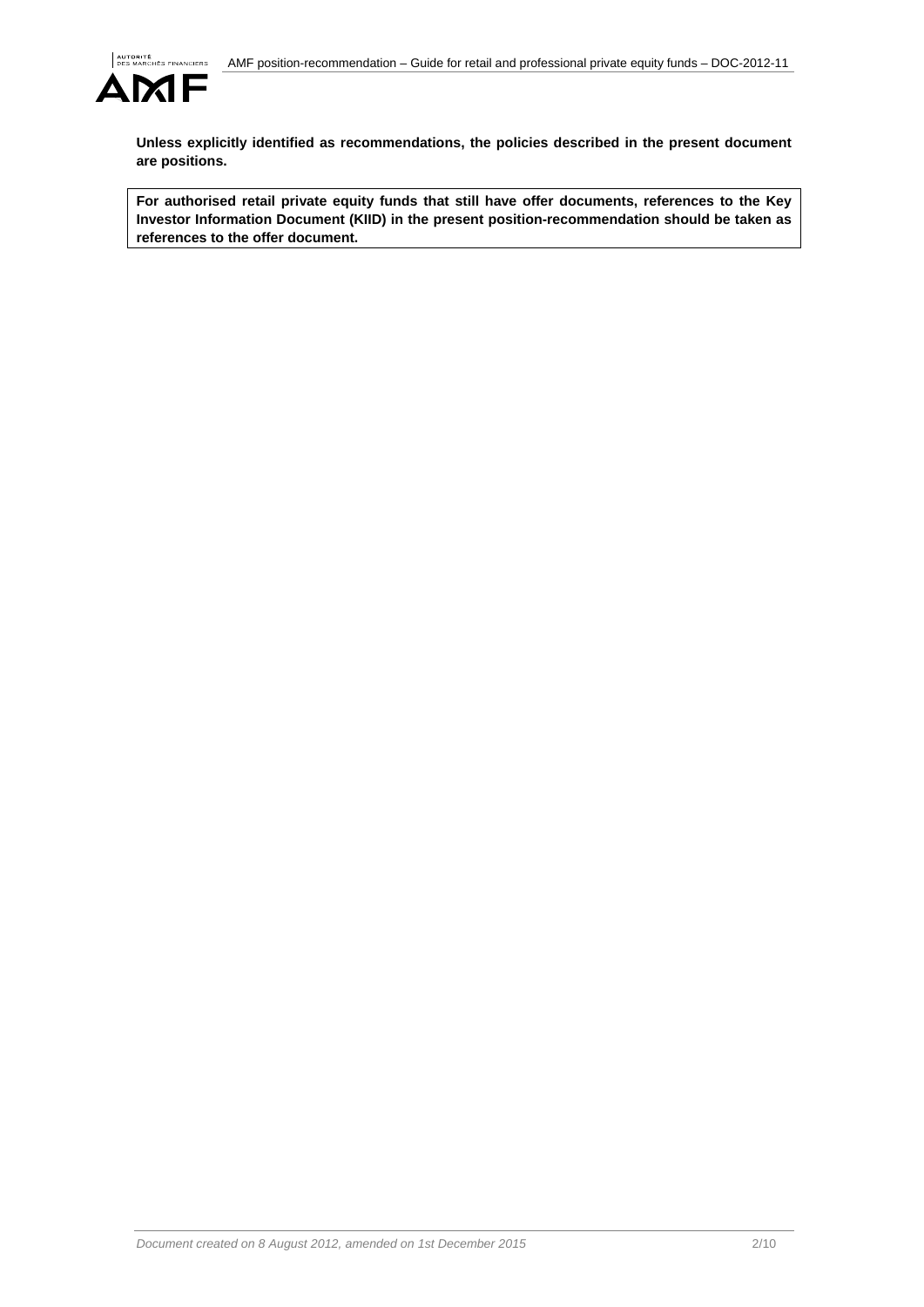**Unless explicitly identified as recommendations, the policies described in the present document are positions.**

**For authorised retail private equity funds that still have offer documents, references to the Key Investor Information Document (KIID) in the present position-recommendation should be taken as references to the offer document.**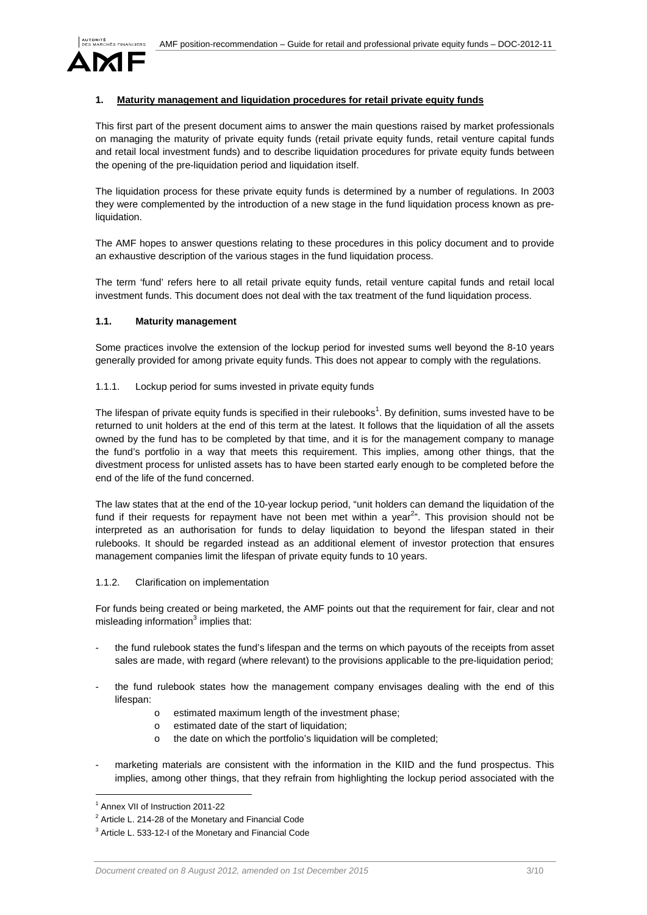## 1. Maturity management and liquidation procedures for retail private equity funds

This first part of the present document aims to answer the main questions raised by market professionals on managing the maturity of private equity funds (retail private equity funds, retail venture capital funds and retail local investment funds) and to describe liquidation procedures for private equity funds between the opening of the pre-liquidation period and liquidation itself.

The liquidation process for these private equity funds is determined by a number of regulations. In 2003 they were complemented by the introduction of a new stage in the fund liquidation process known as pre-liquidation.

The AMF hopes to answer questions relating to these procedures in this policy document and to provide an exhaustive description of the various stages in the fund liquidation process.

The term 'fund' refers here to all retail private equity funds, retail venture capital funds and retail local investment funds. This document does not deal with the tax treatment of the fund liquidation process.

### 1.1. Maturity management

Some practices involve the extension of the lockup period for invested sums well beyond the 8-10 years generally provided for among private equity funds. This does not appear to comply with the regulations.

#### 1.1.1. Lockup period for sums invested in private equity funds

The lifespan of private equity funds is specified in their rulebooks[1]. By definition, sums invested have to be returned to unit holders at the end of this term at the latest. It follows that the liquidation of all the assets owned by the fund has to be completed by that time, and it is for the management company to manage the fund's portfolio in a way that meets this requirement. This implies, among other things, that the divestment process for unlisted assets has to have been started early enough to be completed before the end of the life of the fund concerned.

The law states that at the end of the 10-year lockup period, "unit holders can demand the liquidation of the fund if their requests for repayment have not been met within a year[2]". This provision should not be interpreted as an authorisation for funds to delay liquidation to beyond the lifespan stated in their rulebooks. It should be regarded instead as an additional element of investor protection that ensures management companies limit the lifespan of private equity funds to 10 years.

#### 1.1.2. Clarification on implementation

For funds being created or being marketed, the AMF points out that the requirement for fair, clear and not misleading information[3] implies that:

- the fund rulebook states the fund's lifespan and the terms on which payouts of the receipts from asset sales are made, with regard (where relevant) to the provisions applicable to the pre-liquidation period;
- the fund rulebook states how the management company envisages dealing with the end of this lifespan:
  - estimated maximum length of the investment phase;
  - estimated date of the start of liquidation;
  - the date on which the portfolio's liquidation will be completed;
- marketing materials are consistent with the information in the KIID and the fund prospectus. This implies, among other things, that they refrain from highlighting the lockup period associated with the

---

[1] Annex VII of Instruction 2011-22

[2] Article L. 214-28 of the Monetary and Financial Code

[3] Article L. 533-12-I of the Monetary and Financial Code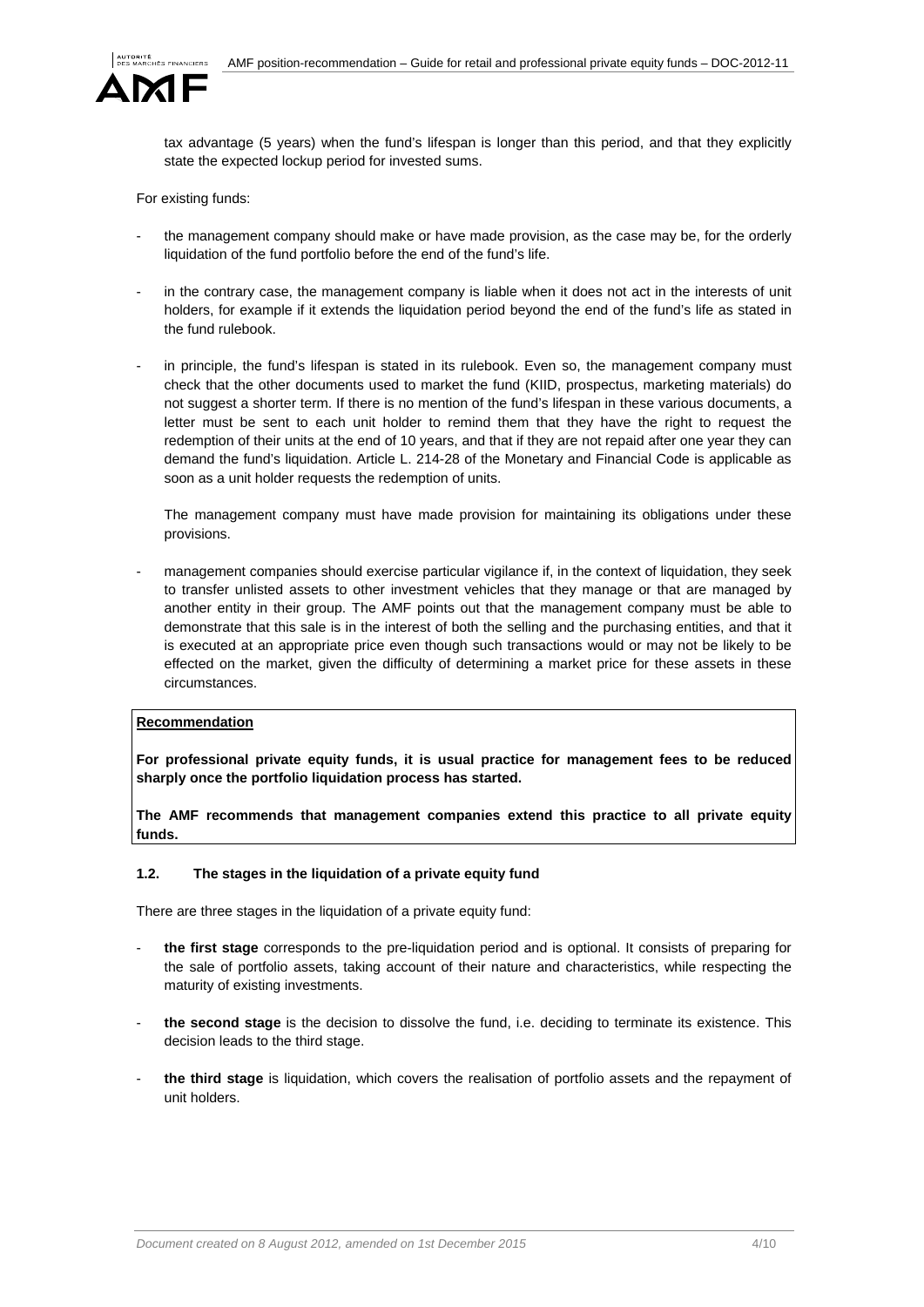tax advantage (5 years) when the fund's lifespan is longer than this period, and that they explicitly state the expected lockup period for invested sums.

For existing funds:

- the management company should make or have made provision, as the case may be, for the orderly liquidation of the fund portfolio before the end of the fund's life.
- in the contrary case, the management company is liable when it does not act in the interests of unit holders, for example if it extends the liquidation period beyond the end of the fund's life as stated in the fund rulebook.
- in principle, the fund's lifespan is stated in its rulebook. Even so, the management company must check that the other documents used to market the fund (KIID, prospectus, marketing materials) do not suggest a shorter term. If there is no mention of the fund's lifespan in these various documents, a letter must be sent to each unit holder to remind them that they have the right to request the redemption of their units at the end of 10 years, and that if they are not repaid after one year they can demand the fund's liquidation. Article L. 214-28 of the Monetary and Financial Code is applicable as soon as a unit holder requests the redemption of units.

  The management company must have made provision for maintaining its obligations under these provisions.

- management companies should exercise particular vigilance if, in the context of liquidation, they seek to transfer unlisted assets to other investment vehicles that they manage or that are managed by another entity in their group. The AMF points out that the management company must be able to demonstrate that this sale is in the interest of both the selling and the purchasing entities, and that it is executed at an appropriate price even though such transactions would or may not be likely to be effected on the market, given the difficulty of determining a market price for these assets in these circumstances.

**Recommendation**

**For professional private equity funds, it is usual practice for management fees to be reduced sharply once the portfolio liquidation process has started.**

**The AMF recommends that management companies extend this practice to all private equity funds.**

### 1.2. The stages in the liquidation of a private equity fund

There are three stages in the liquidation of a private equity fund:

- **the first stage** corresponds to the pre-liquidation period and is optional. It consists of preparing for the sale of portfolio assets, taking account of their nature and characteristics, while respecting the maturity of existing investments.
- **the second stage** is the decision to dissolve the fund, i.e. deciding to terminate its existence. This decision leads to the third stage.
- **the third stage** is liquidation, which covers the realisation of portfolio assets and the repayment of unit holders.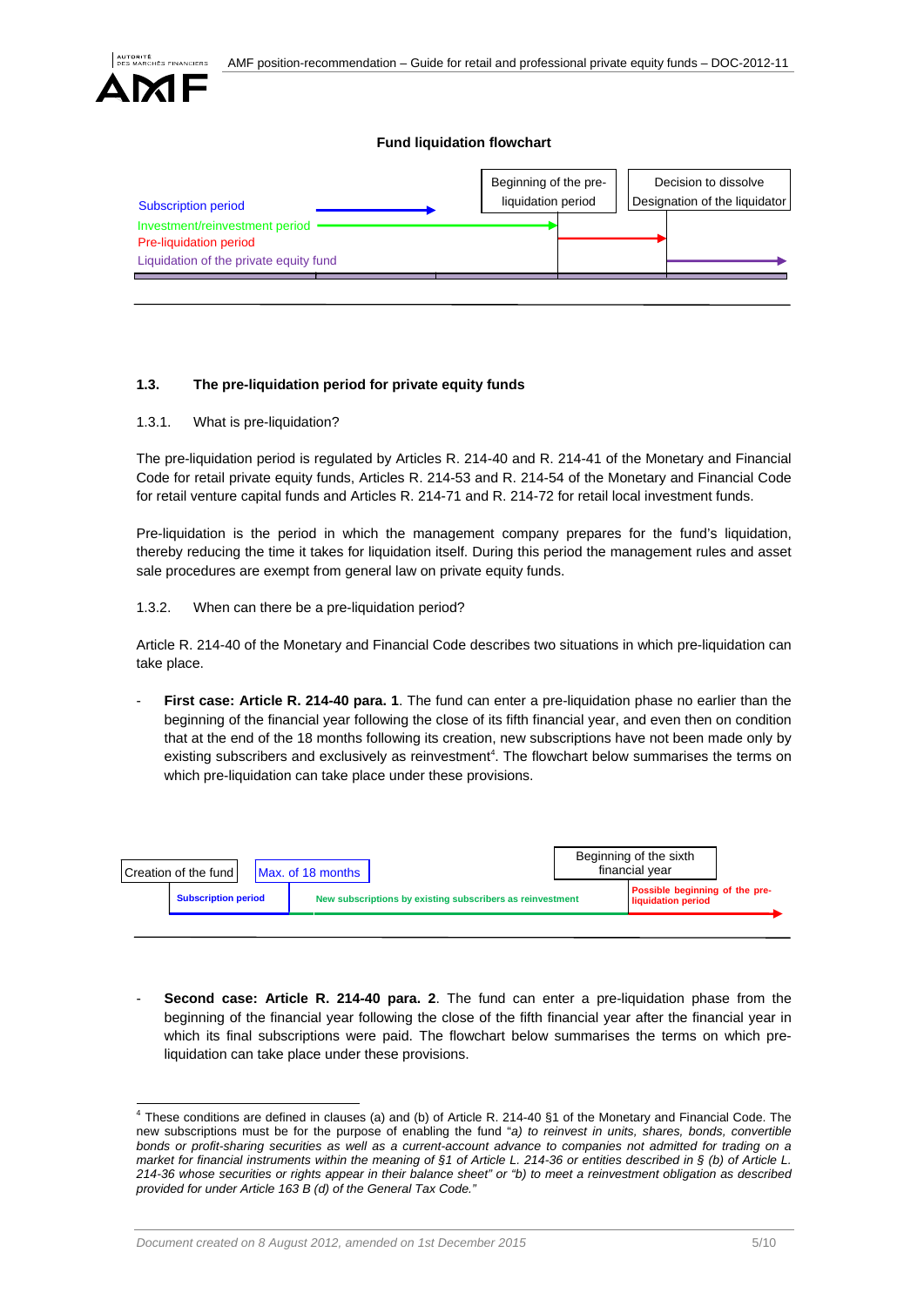**Fund liquidation flowchart**

Subscription period

Investment/reinvestment period

Pre-liquidation period

Liquidation of the private equity fund

Beginning of the pre-liquidation period

Decision to dissolve
Designation of the liquidator

### 1.3. The pre-liquidation period for private equity funds

1.3.1. What is pre-liquidation?

The pre-liquidation period is regulated by Articles R. 214-40 and R. 214-41 of the Monetary and Financial Code for retail private equity funds, Articles R. 214-53 and R. 214-54 of the Monetary and Financial Code for retail venture capital funds and Articles R. 214-71 and R. 214-72 for retail local investment funds.

Pre-liquidation is the period in which the management company prepares for the fund's liquidation, thereby reducing the time it takes for liquidation itself. During this period the management rules and asset sale procedures are exempt from general law on private equity funds.

1.3.2. When can there be a pre-liquidation period?

Article R. 214-40 of the Monetary and Financial Code describes two situations in which pre-liquidation can take place.

- **First case: Article R. 214-40 para. 1**. The fund can enter a pre-liquidation phase no earlier than the beginning of the financial year following the close of its fifth financial year, and even then on condition that at the end of the 18 months following its creation, new subscriptions have not been made only by existing subscribers and exclusively as reinvestment[4]. The flowchart below summarises the terms on which pre-liquidation can take place under these provisions.

Creation of the fund

Max. of 18 months

Beginning of the sixth financial year

**Subscription period**

**New subscriptions by existing subscribers as reinvestment**

**Possible beginning of the pre-liquidation period**

- **Second case: Article R. 214-40 para. 2**. The fund can enter a pre-liquidation phase from the beginning of the financial year following the close of the fifth financial year after the financial year in which its final subscriptions were paid. The flowchart below summarises the terms on which pre-liquidation can take place under these provisions.

---

[4] These conditions are defined in clauses (a) and (b) of Article R. 214-40 §1 of the Monetary and Financial Code. The new subscriptions must be for the purpose of enabling the fund "*a) to reinvest in units, shares, bonds, convertible bonds or profit-sharing securities as well as a current-account advance to companies not admitted for trading on a market for financial instruments within the meaning of §1 of Article L. 214-36 or entities described in § (b) of Article L. 214-36 whose securities or rights appear in their balance sheet" or "b) to meet a reinvestment obligation as described provided for under Article 163 B (d) of the General Tax Code."*

Document created on 8 August 2012, amended on 1st December 2015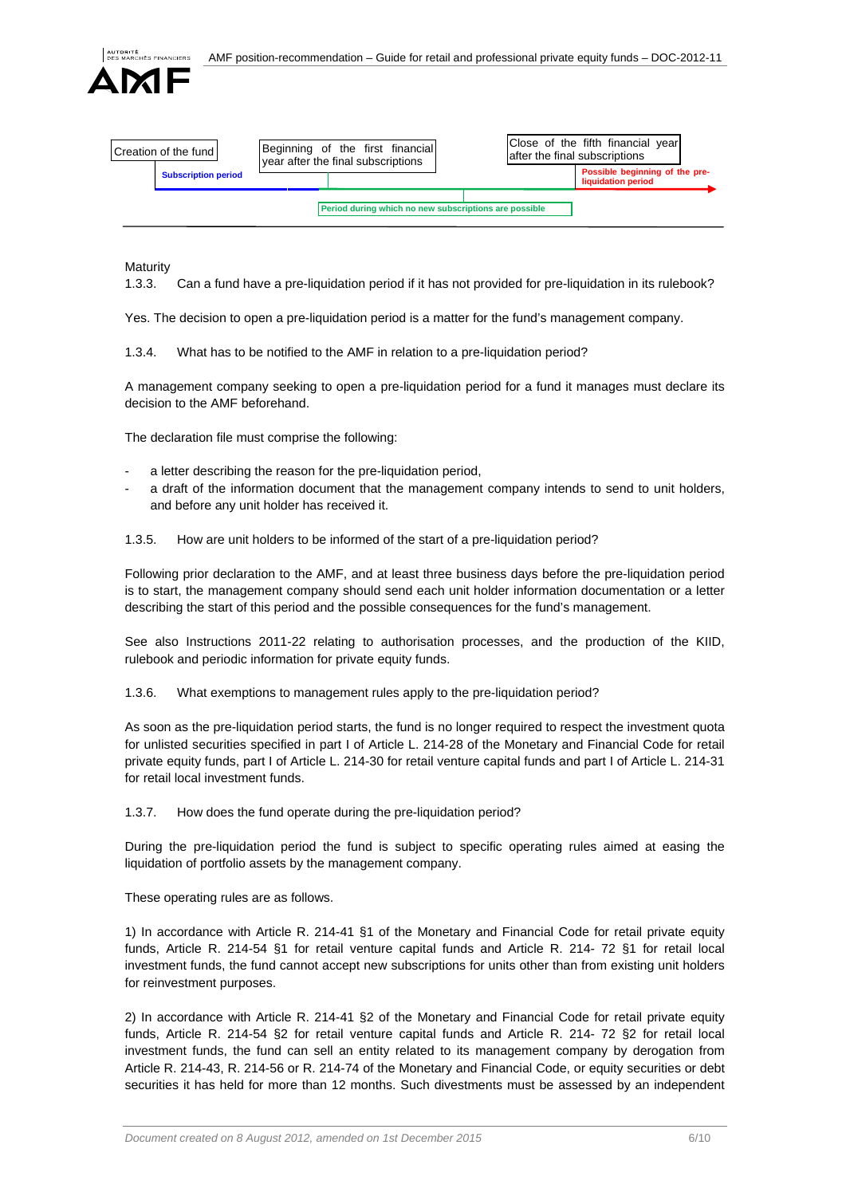Creation of the fund | Subscription period | Beginning of the first financial year after the final subscriptions | Period during which no new subscriptions are possible | Close of the fifth financial year after the final subscriptions | Possible beginning of the pre-liquidation period

Maturity

1.3.3. Can a fund have a pre-liquidation period if it has not provided for pre-liquidation in its rulebook?

Yes. The decision to open a pre-liquidation period is a matter for the fund's management company.

1.3.4. What has to be notified to the AMF in relation to a pre-liquidation period?

A management company seeking to open a pre-liquidation period for a fund it manages must declare its decision to the AMF beforehand.

The declaration file must comprise the following:

- a letter describing the reason for the pre-liquidation period,
- a draft of the information document that the management company intends to send to unit holders, and before any unit holder has received it.

1.3.5. How are unit holders to be informed of the start of a pre-liquidation period?

Following prior declaration to the AMF, and at least three business days before the pre-liquidation period is to start, the management company should send each unit holder information documentation or a letter describing the start of this period and the possible consequences for the fund's management.

See also Instructions 2011-22 relating to authorisation processes, and the production of the KIID, rulebook and periodic information for private equity funds.

1.3.6. What exemptions to management rules apply to the pre-liquidation period?

As soon as the pre-liquidation period starts, the fund is no longer required to respect the investment quota for unlisted securities specified in part I of Article L. 214-28 of the Monetary and Financial Code for retail private equity funds, part I of Article L. 214-30 for retail venture capital funds and part I of Article L. 214-31 for retail local investment funds.

1.3.7. How does the fund operate during the pre-liquidation period?

During the pre-liquidation period the fund is subject to specific operating rules aimed at easing the liquidation of portfolio assets by the management company.

These operating rules are as follows.

1) In accordance with Article R. 214-41 §1 of the Monetary and Financial Code for retail private equity funds, Article R. 214-54 §1 for retail venture capital funds and Article R. 214- 72 §1 for retail local investment funds, the fund cannot accept new subscriptions for units other than from existing unit holders for reinvestment purposes.

2) In accordance with Article R. 214-41 §2 of the Monetary and Financial Code for retail private equity funds, Article R. 214-54 §2 for retail venture capital funds and Article R. 214- 72 §2 for retail local investment funds, the fund can sell an entity related to its management company by derogation from Article R. 214-43, R. 214-56 or R. 214-74 of the Monetary and Financial Code, or equity securities or debt securities it has held for more than 12 months. Such divestments must be assessed by an independent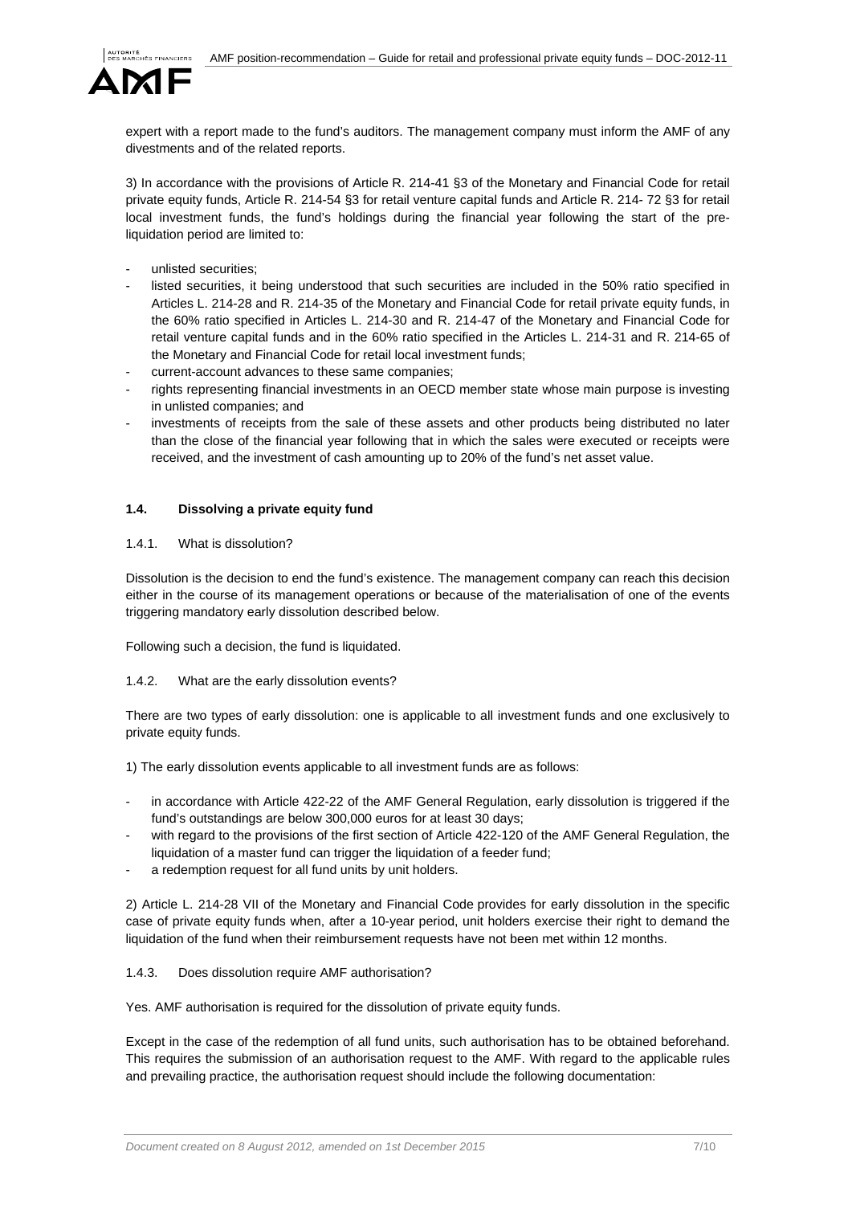expert with a report made to the fund's auditors. The management company must inform the AMF of any divestments and of the related reports.

3) In accordance with the provisions of Article R. 214-41 §3 of the Monetary and Financial Code for retail private equity funds, Article R. 214-54 §3 for retail venture capital funds and Article R. 214- 72 §3 for retail local investment funds, the fund's holdings during the financial year following the start of the pre-liquidation period are limited to:

- unlisted securities;
- listed securities, it being understood that such securities are included in the 50% ratio specified in Articles L. 214-28 and R. 214-35 of the Monetary and Financial Code for retail private equity funds, in the 60% ratio specified in Articles L. 214-30 and R. 214-47 of the Monetary and Financial Code for retail venture capital funds and in the 60% ratio specified in the Articles L. 214-31 and R. 214-65 of the Monetary and Financial Code for retail local investment funds;
- current-account advances to these same companies;
- rights representing financial investments in an OECD member state whose main purpose is investing in unlisted companies; and
- investments of receipts from the sale of these assets and other products being distributed no later than the close of the financial year following that in which the sales were executed or receipts were received, and the investment of cash amounting up to 20% of the fund's net asset value.

### 1.4. Dissolving a private equity fund

#### 1.4.1. What is dissolution?

Dissolution is the decision to end the fund's existence. The management company can reach this decision either in the course of its management operations or because of the materialisation of one of the events triggering mandatory early dissolution described below.

Following such a decision, the fund is liquidated.

#### 1.4.2. What are the early dissolution events?

There are two types of early dissolution: one is applicable to all investment funds and one exclusively to private equity funds.

1) The early dissolution events applicable to all investment funds are as follows:

- in accordance with Article 422-22 of the AMF General Regulation, early dissolution is triggered if the fund's outstandings are below 300,000 euros for at least 30 days;
- with regard to the provisions of the first section of Article 422-120 of the AMF General Regulation, the liquidation of a master fund can trigger the liquidation of a feeder fund;
- a redemption request for all fund units by unit holders.

2) Article L. 214-28 VII of the Monetary and Financial Code provides for early dissolution in the specific case of private equity funds when, after a 10-year period, unit holders exercise their right to demand the liquidation of the fund when their reimbursement requests have not been met within 12 months.

#### 1.4.3. Does dissolution require AMF authorisation?

Yes. AMF authorisation is required for the dissolution of private equity funds.

Except in the case of the redemption of all fund units, such authorisation has to be obtained beforehand. This requires the submission of an authorisation request to the AMF. With regard to the applicable rules and prevailing practice, the authorisation request should include the following documentation: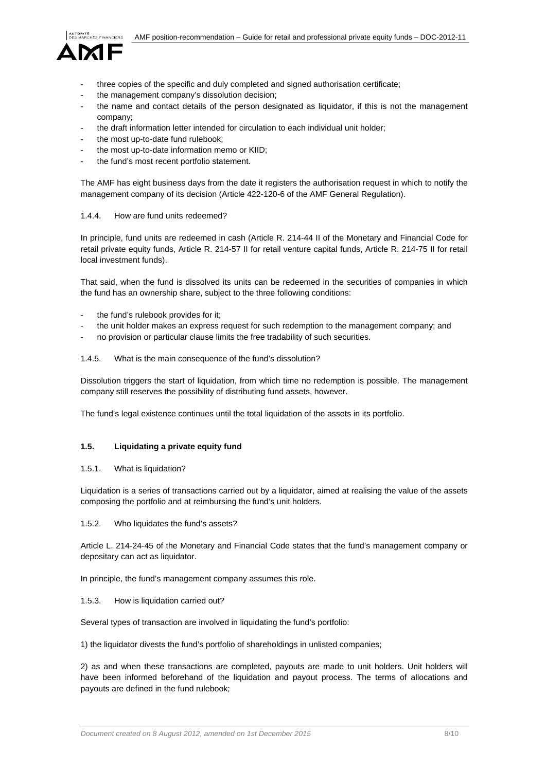- three copies of the specific and duly completed and signed authorisation certificate;
- the management company's dissolution decision;
- the name and contact details of the person designated as liquidator, if this is not the management company;
- the draft information letter intended for circulation to each individual unit holder;
- the most up-to-date fund rulebook;
- the most up-to-date information memo or KIID;
- the fund's most recent portfolio statement.

The AMF has eight business days from the date it registers the authorisation request in which to notify the management company of its decision (Article 422-120-6 of the AMF General Regulation).

#### 1.4.4. How are fund units redeemed?

In principle, fund units are redeemed in cash (Article R. 214-44 II of the Monetary and Financial Code for retail private equity funds, Article R. 214-57 II for retail venture capital funds, Article R. 214-75 II for retail local investment funds).

That said, when the fund is dissolved its units can be redeemed in the securities of companies in which the fund has an ownership share, subject to the three following conditions:

- the fund's rulebook provides for it;
- the unit holder makes an express request for such redemption to the management company; and
- no provision or particular clause limits the free tradability of such securities.

#### 1.4.5. What is the main consequence of the fund's dissolution?

Dissolution triggers the start of liquidation, from which time no redemption is possible. The management company still reserves the possibility of distributing fund assets, however.

The fund's legal existence continues until the total liquidation of the assets in its portfolio.

### 1.5. Liquidating a private equity fund

#### 1.5.1. What is liquidation?

Liquidation is a series of transactions carried out by a liquidator, aimed at realising the value of the assets composing the portfolio and at reimbursing the fund's unit holders.

#### 1.5.2. Who liquidates the fund's assets?

Article L. 214-24-45 of the Monetary and Financial Code states that the fund's management company or depositary can act as liquidator.

In principle, the fund's management company assumes this role.

#### 1.5.3. How is liquidation carried out?

Several types of transaction are involved in liquidating the fund's portfolio:

1) the liquidator divests the fund's portfolio of shareholdings in unlisted companies;

2) as and when these transactions are completed, payouts are made to unit holders. Unit holders will have been informed beforehand of the liquidation and payout process. The terms of allocations and payouts are defined in the fund rulebook;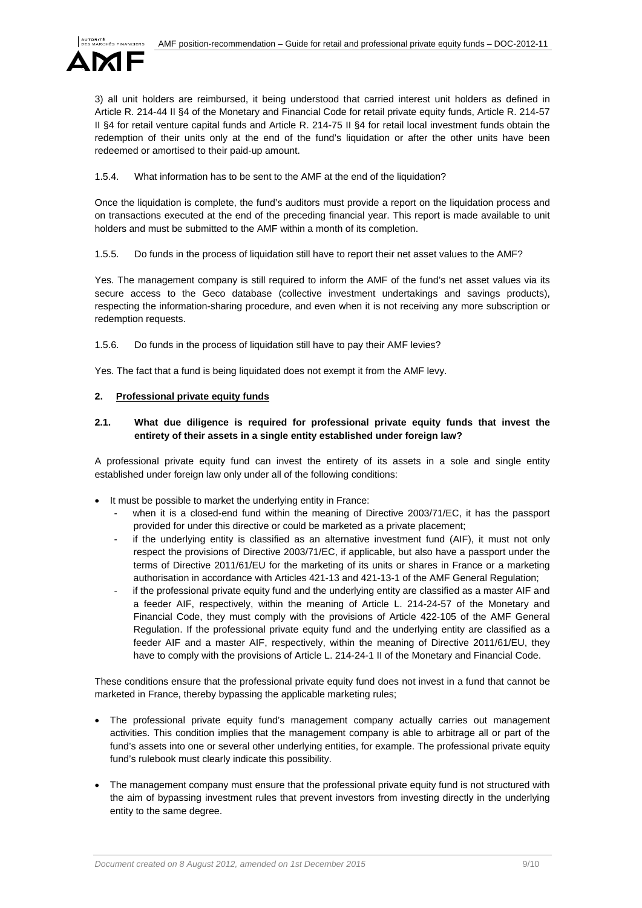3) all unit holders are reimbursed, it being understood that carried interest unit holders as defined in Article R. 214-44 II §4 of the Monetary and Financial Code for retail private equity funds, Article R. 214-57 II §4 for retail venture capital funds and Article R. 214-75 II §4 for retail local investment funds obtain the redemption of their units only at the end of the fund's liquidation or after the other units have been redeemed or amortised to their paid-up amount.

1.5.4. What information has to be sent to the AMF at the end of the liquidation?

Once the liquidation is complete, the fund's auditors must provide a report on the liquidation process and on transactions executed at the end of the preceding financial year. This report is made available to unit holders and must be submitted to the AMF within a month of its completion.

1.5.5. Do funds in the process of liquidation still have to report their net asset values to the AMF?

Yes. The management company is still required to inform the AMF of the fund's net asset values via its secure access to the Geco database (collective investment undertakings and savings products), respecting the information-sharing procedure, and even when it is not receiving any more subscription or redemption requests.

1.5.6. Do funds in the process of liquidation still have to pay their AMF levies?

Yes. The fact that a fund is being liquidated does not exempt it from the AMF levy.

## 2. Professional private equity funds

### 2.1. What due diligence is required for professional private equity funds that invest the entirety of their assets in a single entity established under foreign law?

A professional private equity fund can invest the entirety of its assets in a sole and single entity established under foreign law only under all of the following conditions:

- It must be possible to market the underlying entity in France:
  - when it is a closed-end fund within the meaning of Directive 2003/71/EC, it has the passport provided for under this directive or could be marketed as a private placement;
  - if the underlying entity is classified as an alternative investment fund (AIF), it must not only respect the provisions of Directive 2003/71/EC, if applicable, but also have a passport under the terms of Directive 2011/61/EU for the marketing of its units or shares in France or a marketing authorisation in accordance with Articles 421-13 and 421-13-1 of the AMF General Regulation;
  - if the professional private equity fund and the underlying entity are classified as a master AIF and a feeder AIF, respectively, within the meaning of Article L. 214-24-57 of the Monetary and Financial Code, they must comply with the provisions of Article 422-105 of the AMF General Regulation. If the professional private equity fund and the underlying entity are classified as a feeder AIF and a master AIF, respectively, within the meaning of Directive 2011/61/EU, they have to comply with the provisions of Article L. 214-24-1 II of the Monetary and Financial Code.

These conditions ensure that the professional private equity fund does not invest in a fund that cannot be marketed in France, thereby bypassing the applicable marketing rules;

- The professional private equity fund's management company actually carries out management activities. This condition implies that the management company is able to arbitrage all or part of the fund's assets into one or several other underlying entities, for example. The professional private equity fund's rulebook must clearly indicate this possibility.

- The management company must ensure that the professional private equity fund is not structured with the aim of bypassing investment rules that prevent investors from investing directly in the underlying entity to the same degree.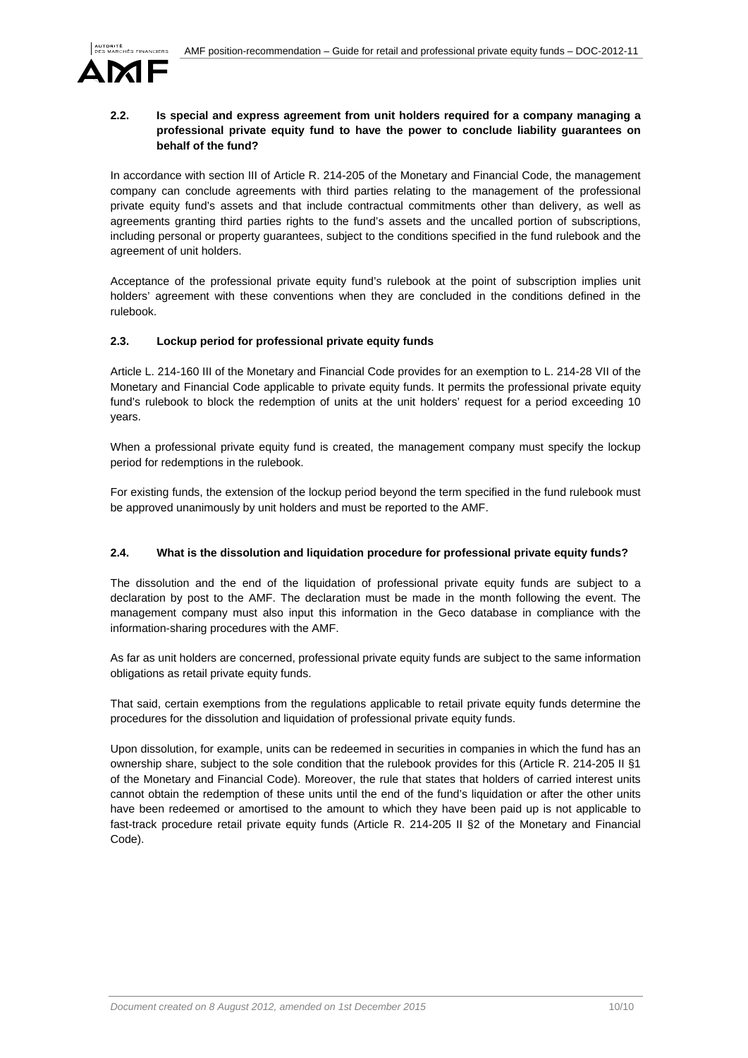### 2.2. Is special and express agreement from unit holders required for a company managing a professional private equity fund to have the power to conclude liability guarantees on behalf of the fund?

In accordance with section III of Article R. 214-205 of the Monetary and Financial Code, the management company can conclude agreements with third parties relating to the management of the professional private equity fund's assets and that include contractual commitments other than delivery, as well as agreements granting third parties rights to the fund's assets and the uncalled portion of subscriptions, including personal or property guarantees, subject to the conditions specified in the fund rulebook and the agreement of unit holders.

Acceptance of the professional private equity fund's rulebook at the point of subscription implies unit holders' agreement with these conventions when they are concluded in the conditions defined in the rulebook.

### 2.3. Lockup period for professional private equity funds

Article L. 214-160 III of the Monetary and Financial Code provides for an exemption to L. 214-28 VII of the Monetary and Financial Code applicable to private equity funds. It permits the professional private equity fund's rulebook to block the redemption of units at the unit holders' request for a period exceeding 10 years.

When a professional private equity fund is created, the management company must specify the lockup period for redemptions in the rulebook.

For existing funds, the extension of the lockup period beyond the term specified in the fund rulebook must be approved unanimously by unit holders and must be reported to the AMF.

### 2.4. What is the dissolution and liquidation procedure for professional private equity funds?

The dissolution and the end of the liquidation of professional private equity funds are subject to a declaration by post to the AMF. The declaration must be made in the month following the event. The management company must also input this information in the Geco database in compliance with the information-sharing procedures with the AMF.

As far as unit holders are concerned, professional private equity funds are subject to the same information obligations as retail private equity funds.

That said, certain exemptions from the regulations applicable to retail private equity funds determine the procedures for the dissolution and liquidation of professional private equity funds.

Upon dissolution, for example, units can be redeemed in securities in companies in which the fund has an ownership share, subject to the sole condition that the rulebook provides for this (Article R. 214-205 II §1 of the Monetary and Financial Code). Moreover, the rule that states that holders of carried interest units cannot obtain the redemption of these units until the end of the fund's liquidation or after the other units have been redeemed or amortised to the amount to which they have been paid up is not applicable to fast-track procedure retail private equity funds (Article R. 214-205 II §2 of the Monetary and Financial Code).